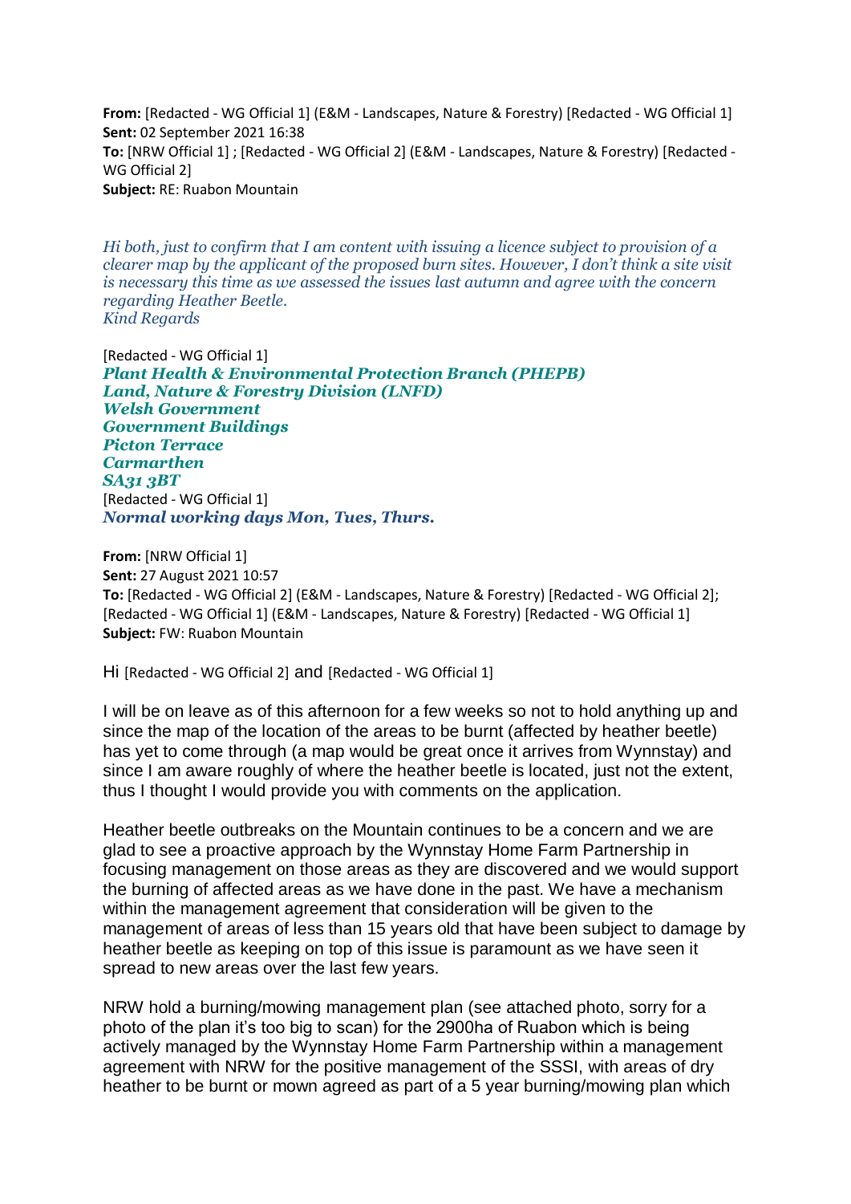**From:** [Redacted - WG Official 1] (E&M - Landscapes, Nature & Forestry) [Redacted - WG Official 1]
**Sent:** 02 September 2021 16:38
**To:** [NRW Official 1] ; [Redacted - WG Official 2] (E&M - Landscapes, Nature & Forestry) [Redacted - WG Official 2]
**Subject:** RE: Ruabon Mountain

*Hi both, just to confirm that I am content with issuing a licence subject to provision of a clearer map by the applicant of the proposed burn sites. However, I don't think a site visit is necessary this time as we assessed the issues last autumn and agree with the concern regarding Heather Beetle.*
*Kind Regards*

[Redacted - WG Official 1]
***Plant Health & Environmental Protection Branch (PHEPB)***
***Land, Nature & Forestry Division (LNFD)***
***Welsh Government***
***Government Buildings***
***Picton Terrace***
***Carmarthen***
***SA31 3BT***
[Redacted - WG Official 1]
***Normal working days Mon, Tues, Thurs.***

**From:** [NRW Official 1]
**Sent:** 27 August 2021 10:57
**To:** [Redacted - WG Official 2] (E&M - Landscapes, Nature & Forestry) [Redacted - WG Official 2]; [Redacted - WG Official 1] (E&M - Landscapes, Nature & Forestry) [Redacted - WG Official 1]
**Subject:** FW: Ruabon Mountain

Hi [Redacted - WG Official 2] and [Redacted - WG Official 1]

I will be on leave as of this afternoon for a few weeks so not to hold anything up and since the map of the location of the areas to be burnt (affected by heather beetle) has yet to come through (a map would be great once it arrives from Wynnstay) and since I am aware roughly of where the heather beetle is located, just not the extent, thus I thought I would provide you with comments on the application.

Heather beetle outbreaks on the Mountain continues to be a concern and we are glad to see a proactive approach by the Wynnstay Home Farm Partnership in focusing management on those areas as they are discovered and we would support the burning of affected areas as we have done in the past. We have a mechanism within the management agreement that consideration will be given to the management of areas of less than 15 years old that have been subject to damage by heather beetle as keeping on top of this issue is paramount as we have seen it spread to new areas over the last few years.

NRW hold a burning/mowing management plan (see attached photo, sorry for a photo of the plan it's too big to scan) for the 2900ha of Ruabon which is being actively managed by the Wynnstay Home Farm Partnership within a management agreement with NRW for the positive management of the SSSI, with areas of dry heather to be burnt or mown agreed as part of a 5 year burning/mowing plan which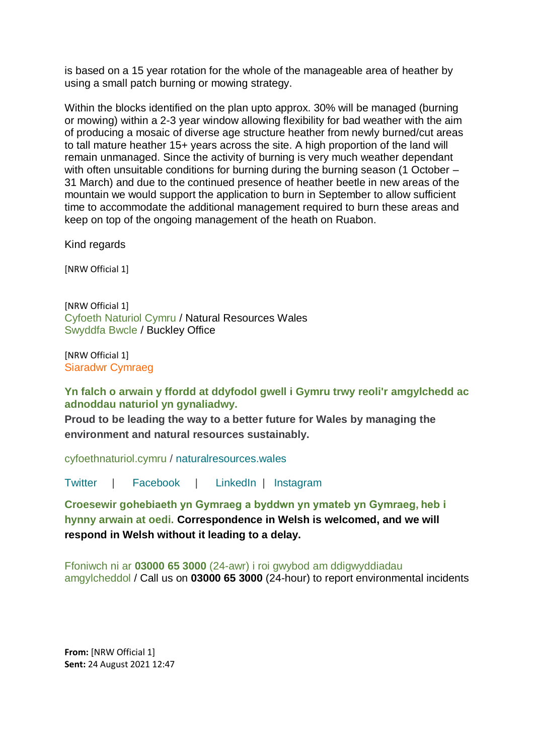is based on a 15 year rotation for the whole of the manageable area of heather by using a small patch burning or mowing strategy.

Within the blocks identified on the plan upto approx. 30% will be managed (burning or mowing) within a 2-3 year window allowing flexibility for bad weather with the aim of producing a mosaic of diverse age structure heather from newly burned/cut areas to tall mature heather 15+ years across the site. A high proportion of the land will remain unmanaged. Since the activity of burning is very much weather dependant with often unsuitable conditions for burning during the burning season (1 October – 31 March) and due to the continued presence of heather beetle in new areas of the mountain we would support the application to burn in September to allow sufficient time to accommodate the additional management required to burn these areas and keep on top of the ongoing management of the heath on Ruabon.

Kind regards

[NRW Official 1]

[NRW Official 1]
Cyfoeth Naturiol Cymru / Natural Resources Wales
Swyddfa Bwcle / Buckley Office

[NRW Official 1]
Siaradwr Cymraeg

**Yn falch o arwain y ffordd at ddyfodol gwell i Gymru trwy reoli'r amgylchedd ac adnoddau naturiol yn gynaliadwy.**
**Proud to be leading the way to a better future for Wales by managing the environment and natural resources sustainably.**

cyfoethnaturiol.cymru / naturalresources.wales

Twitter | Facebook | LinkedIn | Instagram

**Croesewir gohebiaeth yn Gymraeg a byddwn yn ymateb yn Gymraeg, heb i hynny arwain at oedi. Correspondence in Welsh is welcomed, and we will respond in Welsh without it leading to a delay.**

Ffoniwch ni ar **03000 65 3000** (24-awr) i roi gwybod am ddigwyddiadau amgylcheddol / Call us on **03000 65 3000** (24-hour) to report environmental incidents

**From:** [NRW Official 1]
**Sent:** 24 August 2021 12:47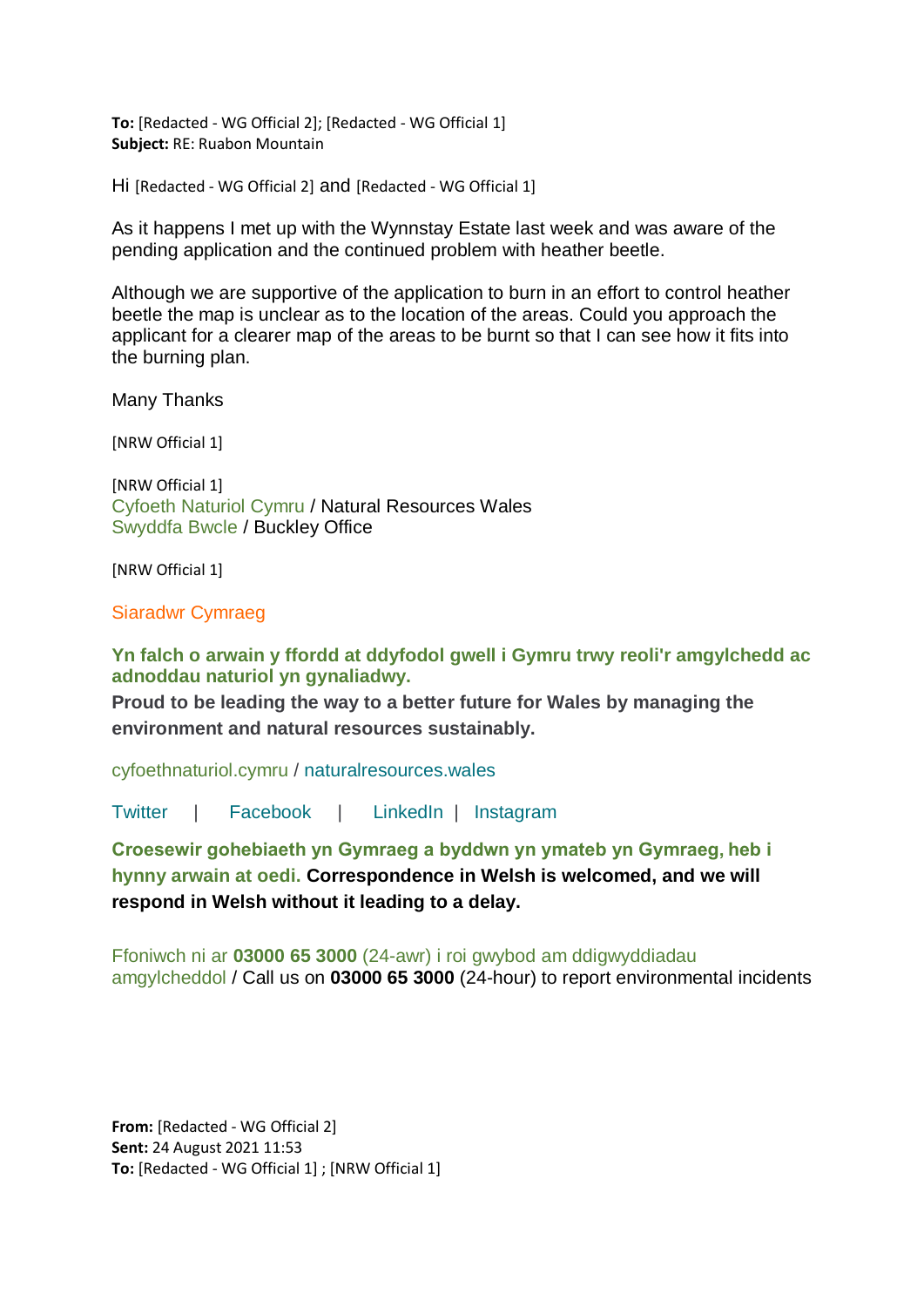**To:** [Redacted - WG Official 2]; [Redacted - WG Official 1]
**Subject:** RE: Ruabon Mountain

Hi [Redacted - WG Official 2] and [Redacted - WG Official 1]

As it happens I met up with the Wynnstay Estate last week and was aware of the pending application and the continued problem with heather beetle.

Although we are supportive of the application to burn in an effort to control heather beetle the map is unclear as to the location of the areas. Could you approach the applicant for a clearer map of the areas to be burnt so that I can see how it fits into the burning plan.

Many Thanks

[NRW Official 1]

[NRW Official 1]
Cyfoeth Naturiol Cymru / Natural Resources Wales
Swyddfa Bwcle / Buckley Office

[NRW Official 1]

Siaradwr Cymraeg

**Yn falch o arwain y ffordd at ddyfodol gwell i Gymru trwy reoli'r amgylchedd ac adnoddau naturiol yn gynaliadwy.**
**Proud to be leading the way to a better future for Wales by managing the environment and natural resources sustainably.**

cyfoethnaturiol.cymru / naturalresources.wales

Twitter | Facebook | LinkedIn | Instagram

**Croesewir gohebiaeth yn Gymraeg a byddwn yn ymateb yn Gymraeg, heb i hynny arwain at oedi. Correspondence in Welsh is welcomed, and we will respond in Welsh without it leading to a delay.**

Ffoniwch ni ar **03000 65 3000** (24-awr) i roi gwybod am ddigwyddiadau amgylcheddol / Call us on **03000 65 3000** (24-hour) to report environmental incidents

**From:** [Redacted - WG Official 2]
**Sent:** 24 August 2021 11:53
**To:** [Redacted - WG Official 1] ; [NRW Official 1]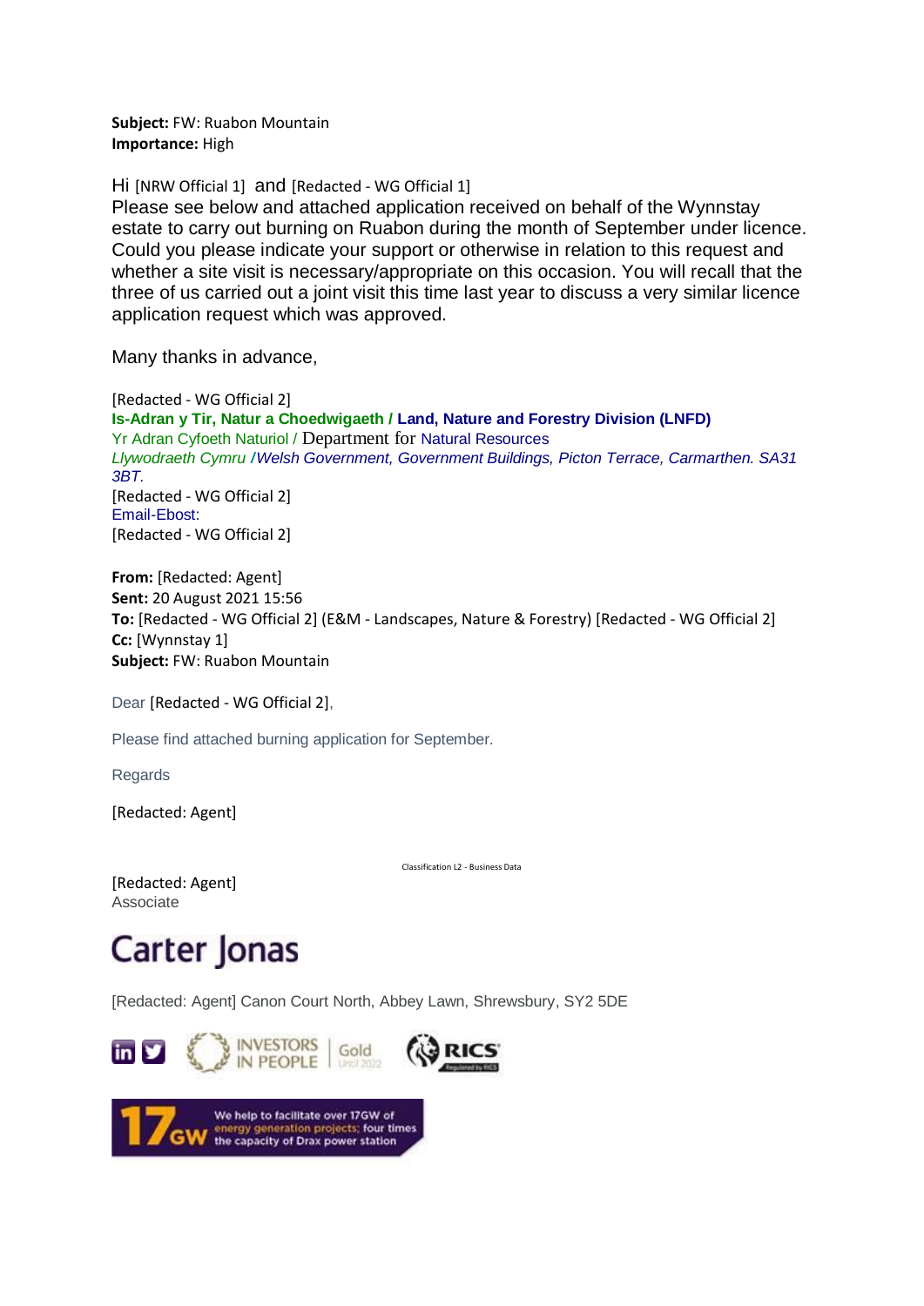**Subject:** FW: Ruabon Mountain
**Importance:** High

Hi [NRW Official 1] and [Redacted - WG Official 1]
Please see below and attached application received on behalf of the Wynnstay estate to carry out burning on Ruabon during the month of September under licence. Could you please indicate your support or otherwise in relation to this request and whether a site visit is necessary/appropriate on this occasion. You will recall that the three of us carried out a joint visit this time last year to discuss a very similar licence application request which was approved.

Many thanks in advance,

[Redacted - WG Official 2]
**Is-Adran y Tir, Natur a Choedwigaeth / Land, Nature and Forestry Division (LNFD)**
Yr Adran Cyfoeth Naturiol / Department for Natural Resources
*Llywodraeth Cymru / Welsh Government, Government Buildings, Picton Terrace, Carmarthen. SA31 3BT.*
[Redacted - WG Official 2]
Email-Ebost:
[Redacted - WG Official 2]

**From:** [Redacted: Agent]
**Sent:** 20 August 2021 15:56
**To:** [Redacted - WG Official 2] (E&M - Landscapes, Nature & Forestry) [Redacted - WG Official 2]
**Cc:** [Wynnstay 1]
**Subject:** FW: Ruabon Mountain

Dear [Redacted - WG Official 2],

Please find attached burning application for September.

Regards

[Redacted: Agent]

Classification L2 - Business Data

[Redacted: Agent]
Associate

Carter Jonas

[Redacted: Agent] Canon Court North, Abbey Lawn, Shrewsbury, SY2 5DE

INVESTORS IN PEOPLE | Gold Until 2022

RICS Regulated by RICS

17GW We help to facilitate over 17GW of energy generation projects; four times the capacity of Drax power station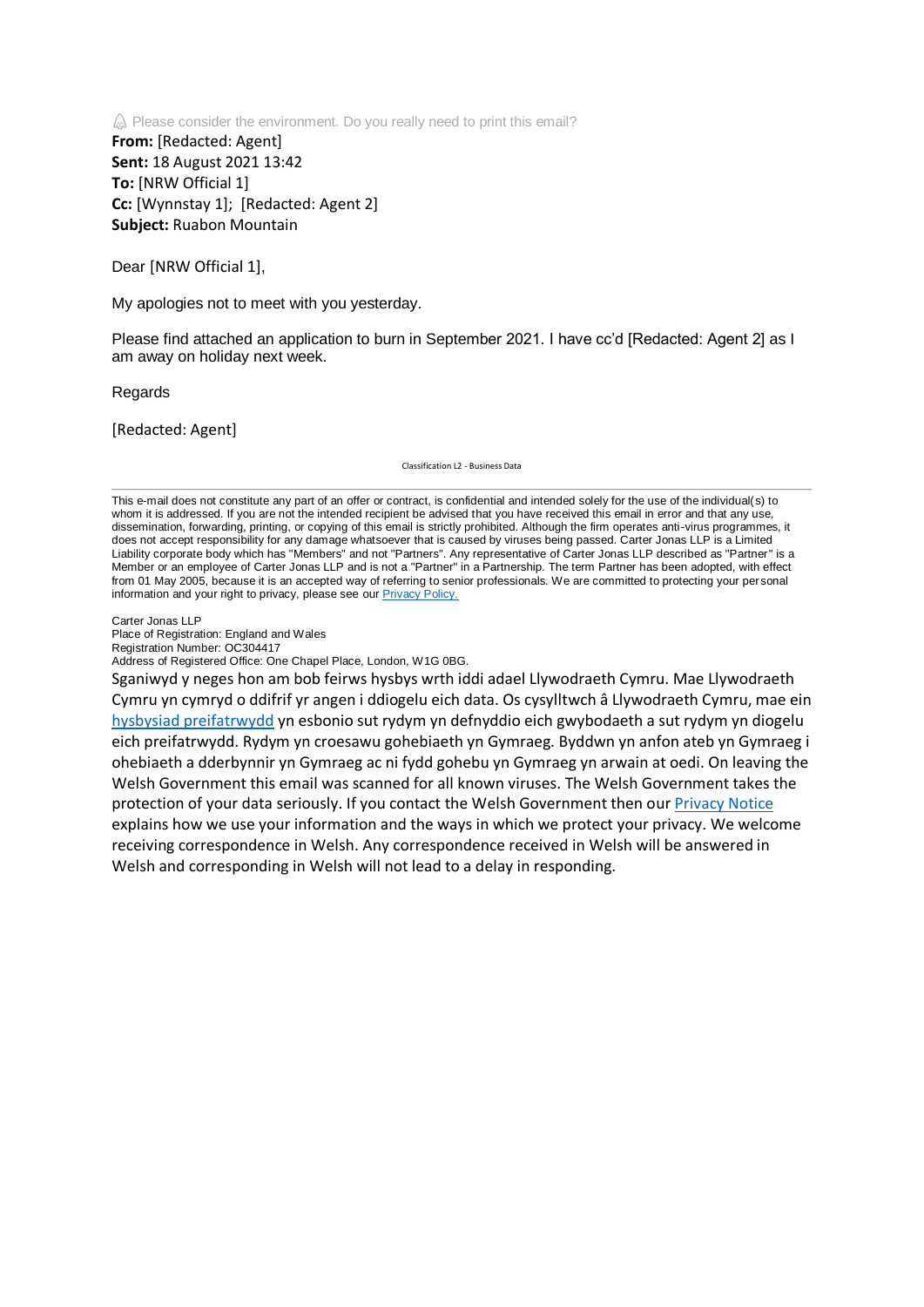Please consider the environment. Do you really need to print this email?

**From:** [Redacted: Agent]
**Sent:** 18 August 2021 13:42
**To:** [NRW Official 1]
**Cc:** [Wynnstay 1]; [Redacted: Agent 2]
**Subject:** Ruabon Mountain

Dear [NRW Official 1],

My apologies not to meet with you yesterday.

Please find attached an application to burn in September 2021. I have cc'd [Redacted: Agent 2] as I am away on holiday next week.

Regards

[Redacted: Agent]

Classification L2 - Business Data

---

This e-mail does not constitute any part of an offer or contract, is confidential and intended solely for the use of the individual(s) to whom it is addressed. If you are not the intended recipient be advised that you have received this email in error and that any use, dissemination, forwarding, printing, or copying of this email is strictly prohibited. Although the firm operates anti-virus programmes, it does not accept responsibility for any damage whatsoever that is caused by viruses being passed. Carter Jonas LLP is a Limited Liability corporate body which has "Members" and not "Partners". Any representative of Carter Jonas LLP described as "Partner" is a Member or an employee of Carter Jonas LLP and is not a "Partner" in a Partnership. The term Partner has been adopted, with effect from 01 May 2005, because it is an accepted way of referring to senior professionals. We are committed to protecting your personal information and your right to privacy, please see our Privacy Policy.

Carter Jonas LLP
Place of Registration: England and Wales
Registration Number: OC304417
Address of Registered Office: One Chapel Place, London, W1G 0BG.

Sganiwyd y neges hon am bob feirws hysbys wrth iddi adael Llywodraeth Cymru. Mae Llywodraeth Cymru yn cymryd o ddifrif yr angen i ddiogelu eich data. Os cysylltwch â Llywodraeth Cymru, mae ein hysbysiad preifatrwydd yn esbonio sut rydym yn defnyddio eich gwybodaeth a sut rydym yn diogelu eich preifatrwydd. Rydym yn croesawu gohebiaeth yn Gymraeg. Byddwn yn anfon ateb yn Gymraeg i ohebiaeth a dderbynnir yn Gymraeg ac ni fydd gohebu yn Gymraeg yn arwain at oedi. On leaving the Welsh Government this email was scanned for all known viruses. The Welsh Government takes the protection of your data seriously. If you contact the Welsh Government then our Privacy Notice explains how we use your information and the ways in which we protect your privacy. We welcome receiving correspondence in Welsh. Any correspondence received in Welsh will be answered in Welsh and corresponding in Welsh will not lead to a delay in responding.